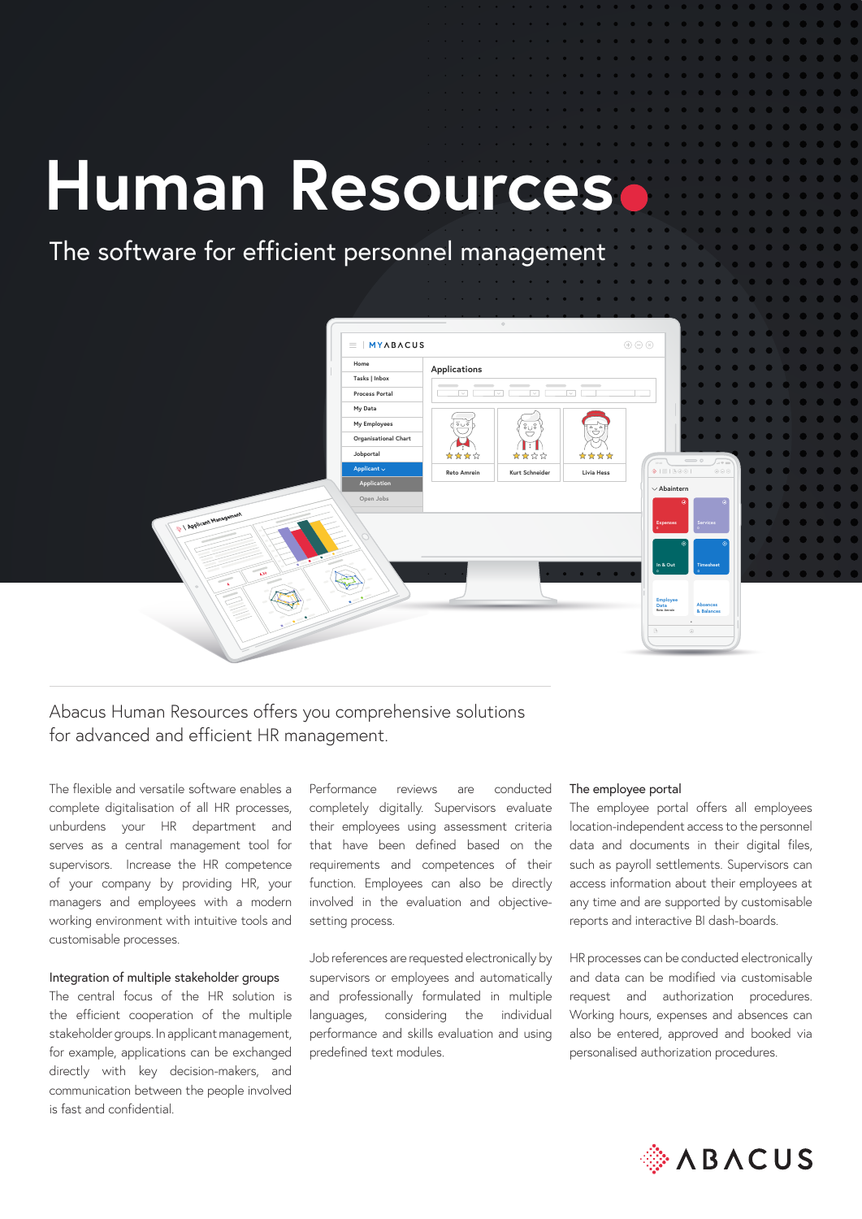# Human Resources

The software for efficient personnel management

Abacus Human Resources offers you comprehensive solutions for advanced and efficient HR management.

The flexible and versatile software enables a complete digitalisation of all HR processes, unburdens your HR department and serves as a central management tool for supervisors. Increase the HR competence of your company by providing HR, your managers and employees with a modern working environment with intuitive tools and customisable processes.

## Integration of multiple stakeholder groups

The central focus of the HR solution is the efficient cooperation of the multiple stakeholder groups. In applicant management, for example, applications can be exchanged directly with key decision-makers, and communication between the people involved is fast and confidential.

Performance reviews are conducted completely digitally. Supervisors evaluate their employees using assessment criteria that have been defined based on the requirements and competences of their function. Employees can also be directly involved in the evaluation and objective-setting process.

Job references are requested electronically by supervisors or employees and automatically and professionally formulated in multiple languages, considering the individual performance and skills evaluation and using predefined text modules.

## The employee portal

The employee portal offers all employees location-independent access to the personnel data and documents in their digital files, such as payroll settlements. Supervisors can access information about their employees at any time and are supported by customisable reports and interactive BI dash-boards.

HR processes can be conducted electronically and data can be modified via customisable request and authorization procedures. Working hours, expenses and absences can also be entered, approved and booked via personalised authorization procedures.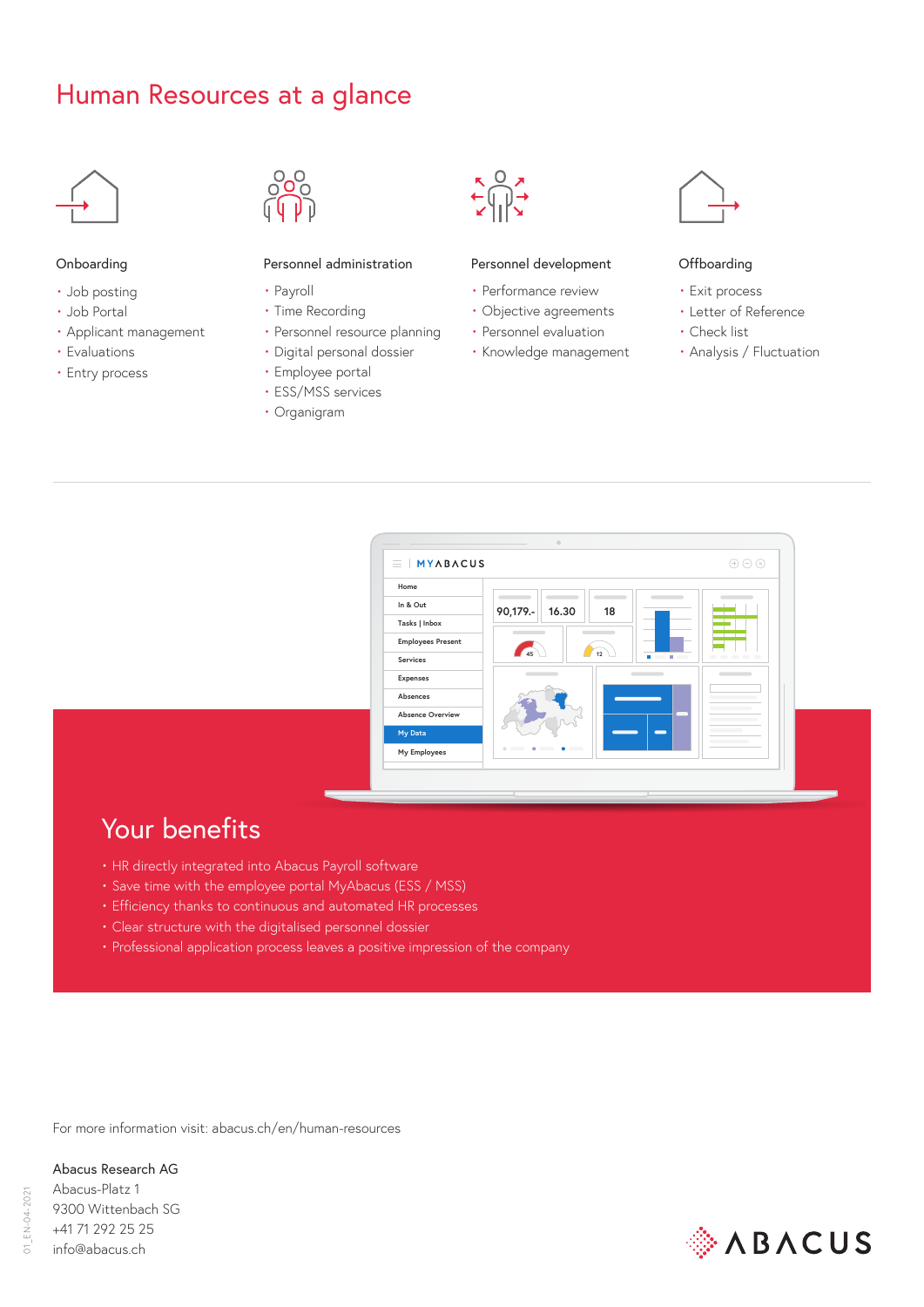# Human Resources at a glance

### Onboarding

- Job posting
- Job Portal
- Applicant management
- Evaluations
- Entry process

### Personnel administration

- Payroll
- Time Recording
- Personnel resource planning
- Digital personal dossier
- Employee portal
- ESS/MSS services
- Organigram

### Personnel development

- Performance review
- Objective agreements
- Personnel evaluation
- Knowledge management

### Offboarding

- Exit process
- Letter of Reference
- Check list
- Analysis / Fluctuation

## Your benefits

- HR directly integrated into Abacus Payroll software
- Save time with the employee portal MyAbacus (ESS / MSS)
- Efficiency thanks to continuous and automated HR processes
- Clear structure with the digitalised personnel dossier
- Professional application process leaves a positive impression of the company

For more information visit: abacus.ch/en/human-resources

Abacus Research AG
Abacus-Platz 1
9300 Wittenbach SG
+41 71 292 25 25
info@abacus.ch

ABACUS

01_EN-04-2021